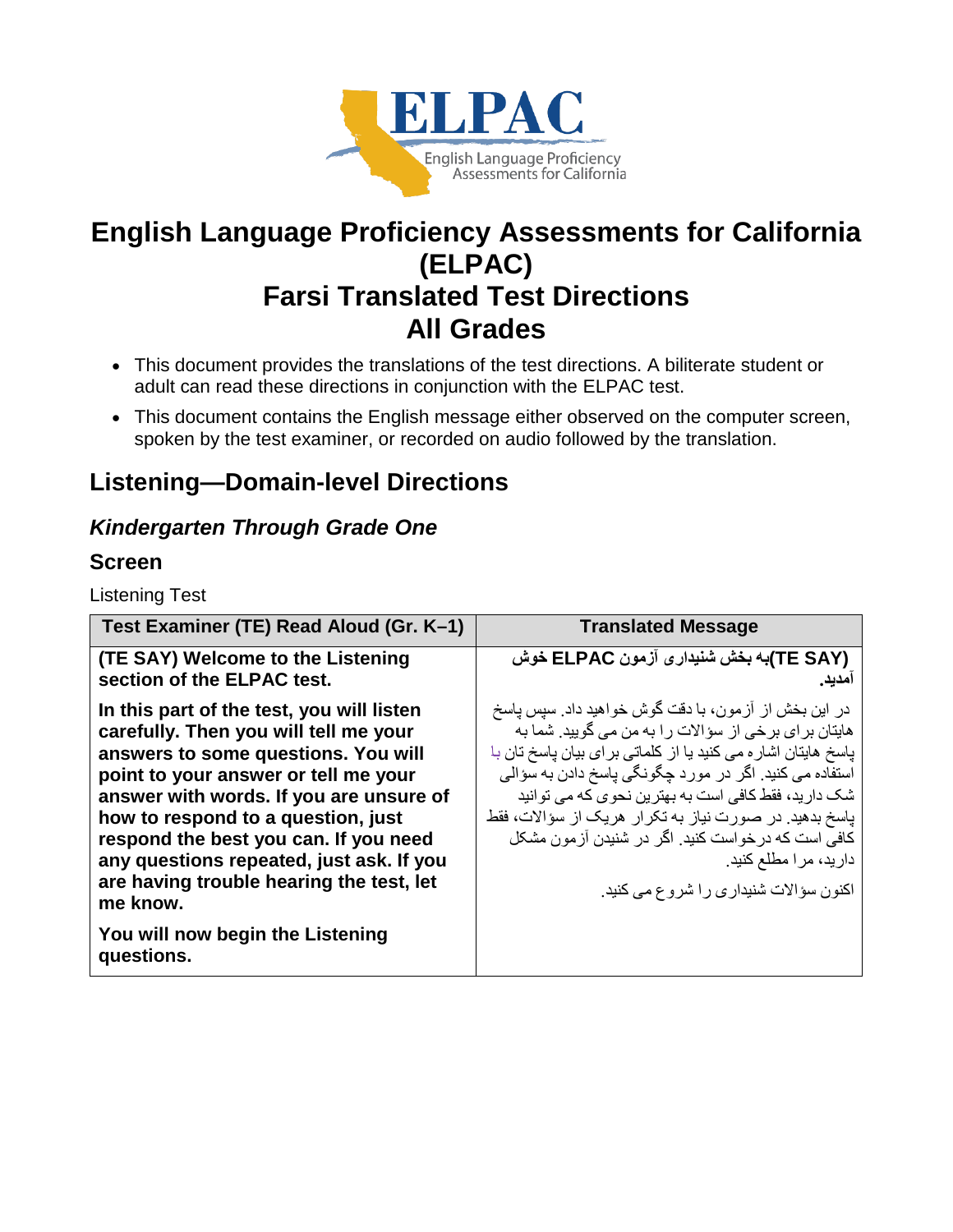ELPAC
English Language Proficiency Assessments for California

# English Language Proficiency Assessments for California (ELPAC)
# Farsi Translated Test Directions
# All Grades

- This document provides the translations of the test directions. A biliterate student or adult can read these directions in conjunction with the ELPAC test.
- This document contains the English message either observed on the computer screen, spoken by the test examiner, or recorded on audio followed by the translation.

## Listening—Domain-level Directions

### *Kindergarten Through Grade One*

### Screen

Listening Test

| Test Examiner (TE) Read Aloud (Gr. K–1) | Translated Message |
|---|---|
| **(TE SAY) Welcome to the Listening section of the ELPAC test.**<br><br>**In this part of the test, you will listen carefully. Then you will tell me your answers to some questions. You will point to your answer or tell me your answer with words. If you are unsure of how to respond to a question, just respond the best you can. If you need any questions repeated, just ask. If you are having trouble hearing the test, let me know.**<br><br>**You will now begin the Listening questions.** | **(TE SAY)به بخش شنیداری آزمون ELPAC خوش آمدید.**<br><br>در این بخش از آزمون، با دقت گوش خواهید داد. سپس پاسخ هایتان برای برخی از سؤالات را به من می گویید. شما به پاسخ هایتان اشاره می کنید یا از کلماتی برای بیان پاسخ تان با استفاده می کنید. اگر در مورد چگونگی پاسخ دادن به سؤالی شک دارید، فقط کافی است به بهترین نحوی که می توانید پاسخ بدهید. در صورت نیاز به تکرار هریک از سؤالات، فقط کافی است که درخواست کنید. اگر در شنیدن آزمون مشکل دارید، مرا مطلع کنید.<br><br>اکنون سؤالات شنیداری را شروع می کنید. |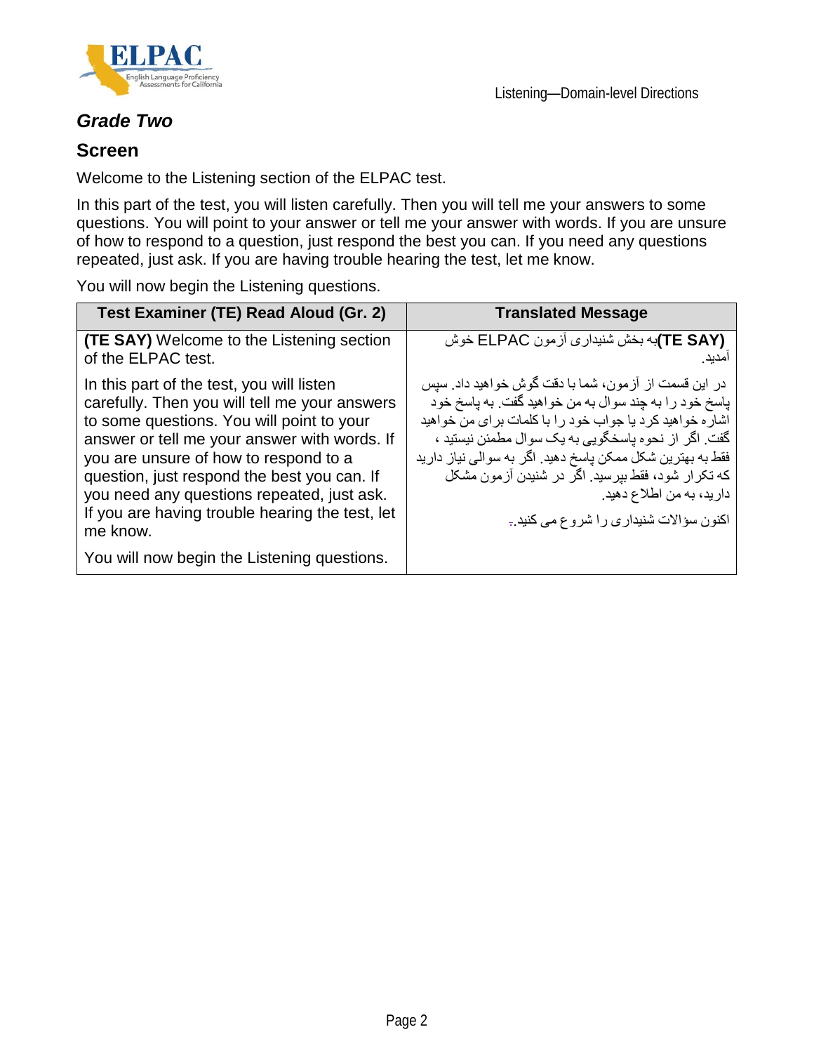## *Grade Two*

## Screen

Welcome to the Listening section of the ELPAC test.

In this part of the test, you will listen carefully. Then you will tell me your answers to some questions. You will point to your answer or tell me your answer with words. If you are unsure of how to respond to a question, just respond the best you can. If you need any questions repeated, just ask. If you are having trouble hearing the test, let me know.

You will now begin the Listening questions.

| Test Examiner (TE) Read Aloud (Gr. 2) | Translated Message |
|---|---|
| **(TE SAY)** Welcome to the Listening section of the ELPAC test.<br><br>In this part of the test, you will listen carefully. Then you will tell me your answers to some questions. You will point to your answer or tell me your answer with words. If you are unsure of how to respond to a question, just respond the best you can. If you need any questions repeated, just ask. If you are having trouble hearing the test, let me know.<br><br>You will now begin the Listening questions. | **(TE SAY)**به بخش شنیداری آزمون ELPAC خوش آمدید.<br><br>در این قسمت از آزمون، شما با دقت گوش خواهید داد. سپس پاسخ خود را به چند سوال به من خواهید گفت. به پاسخ خود اشاره خواهید کرد یا جواب خود را با کلمات برای من خواهید گفت. اگر از نحوه پاسخگویی به یک سوال مطمئن نیستید ، فقط به بهترین شکل ممکن پاسخ دهید. اگر به سوالی نیاز دارید که تکرار شود، فقط بپرسید. اگر در شنیدن آزمون مشکل دارید، به من اطلاع دهید.<br><br>اکنون سؤالات شنیداری را شروع می کنید. |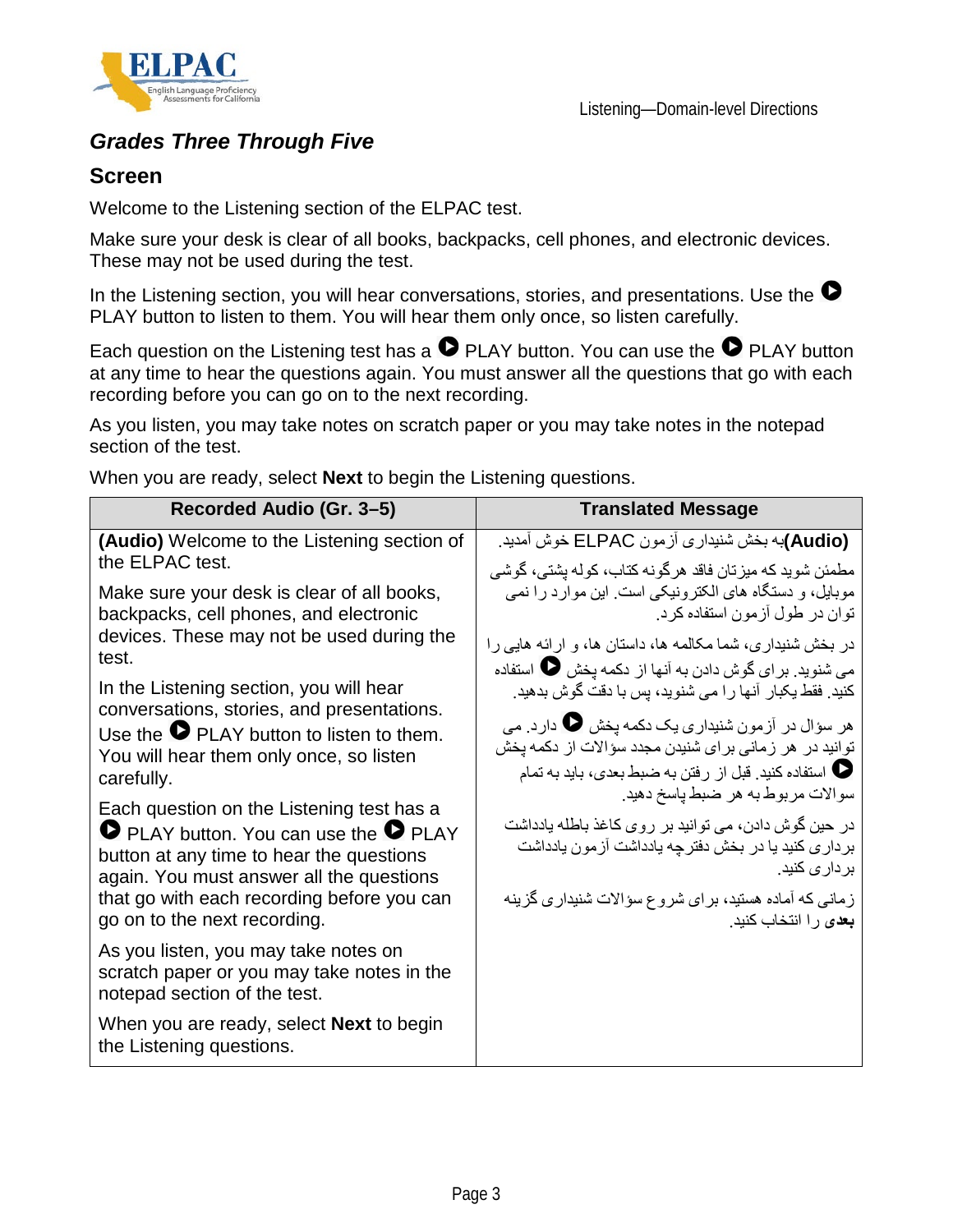## Grades Three Through Five

### Screen

Welcome to the Listening section of the ELPAC test.

Make sure your desk is clear of all books, backpacks, cell phones, and electronic devices. These may not be used during the test.

In the Listening section, you will hear conversations, stories, and presentations. Use the ▶ PLAY button to listen to them. You will hear them only once, so listen carefully.

Each question on the Listening test has a ▶ PLAY button. You can use the ▶ PLAY button at any time to hear the questions again. You must answer all the questions that go with each recording before you can go on to the next recording.

As you listen, you may take notes on scratch paper or you may take notes in the notepad section of the test.

When you are ready, select **Next** to begin the Listening questions.

| Recorded Audio (Gr. 3–5) | Translated Message |
|---|---|
| **(Audio)** Welcome to the Listening section of the ELPAC test.<br><br>Make sure your desk is clear of all books, backpacks, cell phones, and electronic devices. These may not be used during the test.<br><br>In the Listening section, you will hear conversations, stories, and presentations. Use the ▶ PLAY button to listen to them. You will hear them only once, so listen carefully.<br><br>Each question on the Listening test has a ▶ PLAY button. You can use the ▶ PLAY button at any time to hear the questions again. You must answer all the questions that go with each recording before you can go on to the next recording.<br><br>As you listen, you may take notes on scratch paper or you may take notes in the notepad section of the test.<br><br>When you are ready, select **Next** to begin the Listening questions. | **(Audio)**به بخش شنیداری آزمون ELPAC خوش آمدید.<br><br>مطمئن شوید که میزتان فاقد هرگونه کتاب، کوله پشتی، گوشی موبایل، و دستگاه های الکترونیکی است. این موارد را نمی توان در طول آزمون استفاده کرد.<br><br>در بخش شنیداری، شما مکالمه ها، داستان ها، و ارائه هایی را می شنوید. برای گوش دادن به آنها از دکمه پخش ▶ استفاده کنید. فقط یکبار آنها را می شنوید، پس با دقت گوش بدهید.<br><br>هر سؤال در آزمون شنیداری یک دکمه پخش ▶ دارد. می توانید در هر زمانی برای شنیدن مجدد سؤالات از دکمه پخش ▶ استفاده کنید. قبل از رفتن به ضبط بعدی، باید به تمام سوالات مربوط به هر ضبط پاسخ دهید.<br><br>در حین گوش دادن، می توانید بر روی کاغذ باطله یادداشت برداری کنید یا در بخش دفترچه یادداشت آزمون یادداشت برداری کنید.<br><br>زمانی که آماده هستید، برای شروع سؤالات شنیداری گزینه **بعدی** را انتخاب کنید. |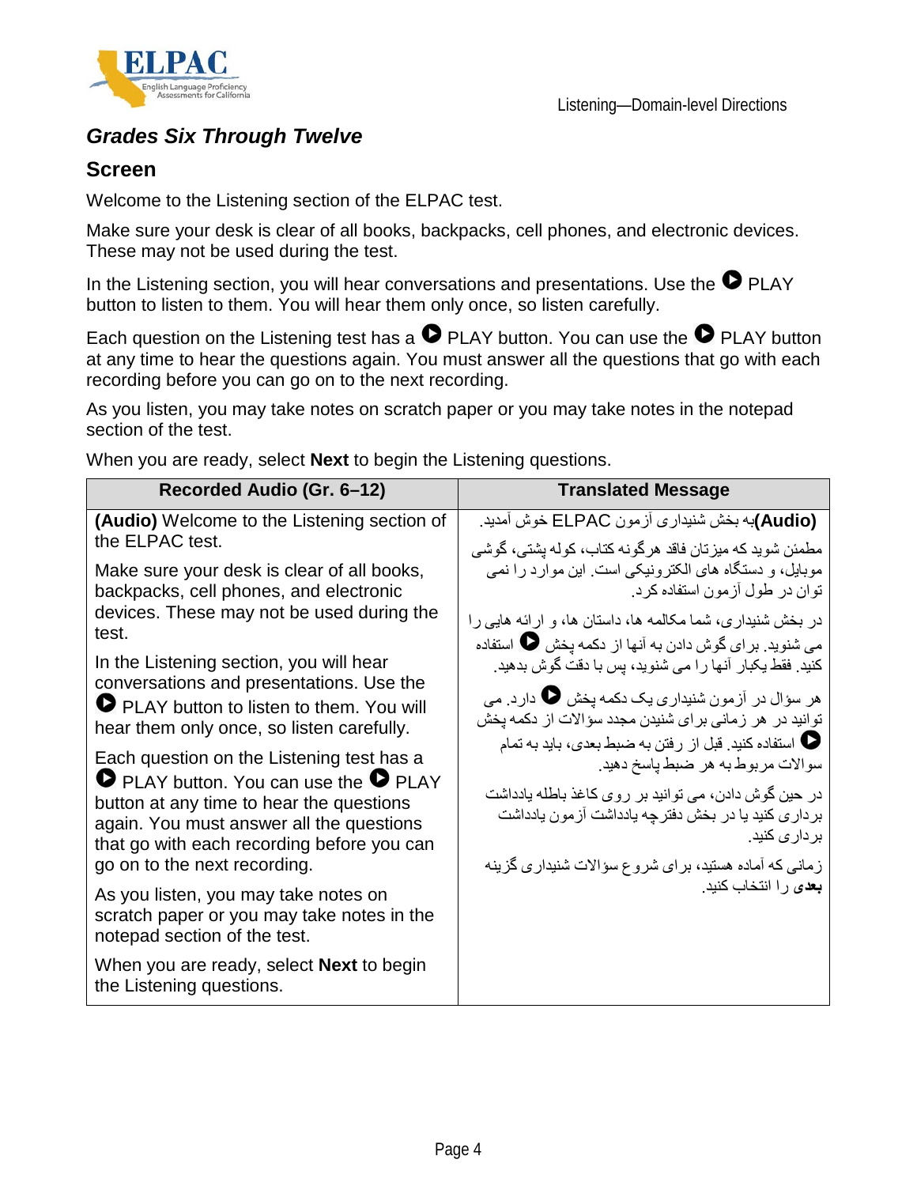## Grades Six Through Twelve

### Screen

Welcome to the Listening section of the ELPAC test.

Make sure your desk is clear of all books, backpacks, cell phones, and electronic devices. These may not be used during the test.

In the Listening section, you will hear conversations and presentations. Use the ▶ PLAY button to listen to them. You will hear them only once, so listen carefully.

Each question on the Listening test has a ▶ PLAY button. You can use the ▶ PLAY button at any time to hear the questions again. You must answer all the questions that go with each recording before you can go on to the next recording.

As you listen, you may take notes on scratch paper or you may take notes in the notepad section of the test.

When you are ready, select **Next** to begin the Listening questions.

| Recorded Audio (Gr. 6–12) | Translated Message |
|---|---|
| **(Audio)** Welcome to the Listening section of the ELPAC test.<br><br>Make sure your desk is clear of all books, backpacks, cell phones, and electronic devices. These may not be used during the test.<br><br>In the Listening section, you will hear conversations and presentations. Use the ▶ PLAY button to listen to them. You will hear them only once, so listen carefully.<br><br>Each question on the Listening test has a ▶ PLAY button. You can use the ▶ PLAY button at any time to hear the questions again. You must answer all the questions that go with each recording before you can go on to the next recording.<br><br>As you listen, you may take notes on scratch paper or you may take notes in the notepad section of the test.<br><br>When you are ready, select **Next** to begin the Listening questions. | **(Audio)**به بخش شنیداری آزمون ELPAC خوش آمدید.<br><br>مطمئن شوید که میزتان فاقد هرگونه کتاب، کوله پشتی، گوشی موبایل، و دستگاه های الکترونیکی است. این موارد را نمی توان در طول آزمون استفاده کرد.<br><br>در بخش شنیداری، شما مکالمه ها، داستان ها، و ارائه هایی را می شنوید. برای گوش دادن به آنها از دکمه پخش ▶ استفاده کنید. فقط یکبار آنها را می شنوید، پس با دقت گوش بدهید.<br><br>هر سؤال در آزمون شنیداری یک دکمه پخش ▶ دارد. می توانید در هر زمانی برای شنیدن مجدد سؤالات از دکمه پخش ▶ استفاده کنید. قبل از رفتن به ضبط بعدی، باید به تمام سوالات مربوط به هر ضبط پاسخ دهید.<br><br>در حین گوش دادن، می توانید بر روی کاغذ باطله یادداشت برداری کنید یا در بخش دفترچه یادداشت آزمون یادداشت برداری کنید.<br><br>زمانی که آماده هستید، برای شروع سؤالات شنیداری گزینه **بعدی** را انتخاب کنید. |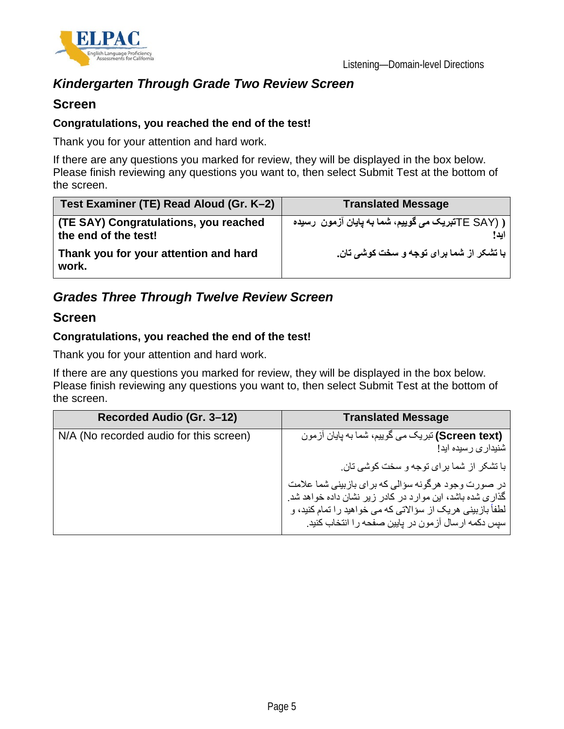## *Kindergarten Through Grade Two Review Screen*

### Screen

**Congratulations, you reached the end of the test!**

Thank you for your attention and hard work.

If there are any questions you marked for review, they will be displayed in the box below. Please finish reviewing any questions you want to, then select Submit Test at the bottom of the screen.

| Test Examiner (TE) Read Aloud (Gr. K–2) | Translated Message |
|---|---|
| **(TE SAY) Congratulations, you reached the end of the test!** | **(TE SAY) تبریک می گوییم، شما به پایان آزمون رسیده اید!** |
| **Thank you for your attention and hard work.** | **با تشکر از شما برای توجه و سخت کوشی تان.** |

## *Grades Three Through Twelve Review Screen*

### Screen

**Congratulations, you reached the end of the test!**

Thank you for your attention and hard work.

If there are any questions you marked for review, they will be displayed in the box below. Please finish reviewing any questions you want to, then select Submit Test at the bottom of the screen.

| Recorded Audio (Gr. 3–12) | Translated Message |
|---|---|
| N/A (No recorded audio for this screen) | **(Screen text)** تبریک می گوییم، شما به پایان آزمون شنیداری رسیده اید!<br><br>با تشکر از شما برای توجه و سخت کوشی تان.<br><br>در صورت وجود هرگونه سؤالی که برای بازبینی شما علامت گذاری شده باشد، این موارد در کادر زیر نشان داده خواهد شد. لطفاً بازبینی هریک از سؤالاتی که می خواهید را تمام کنید، و سپس دکمه ارسال آزمون در پایین صفحه را انتخاب کنید. |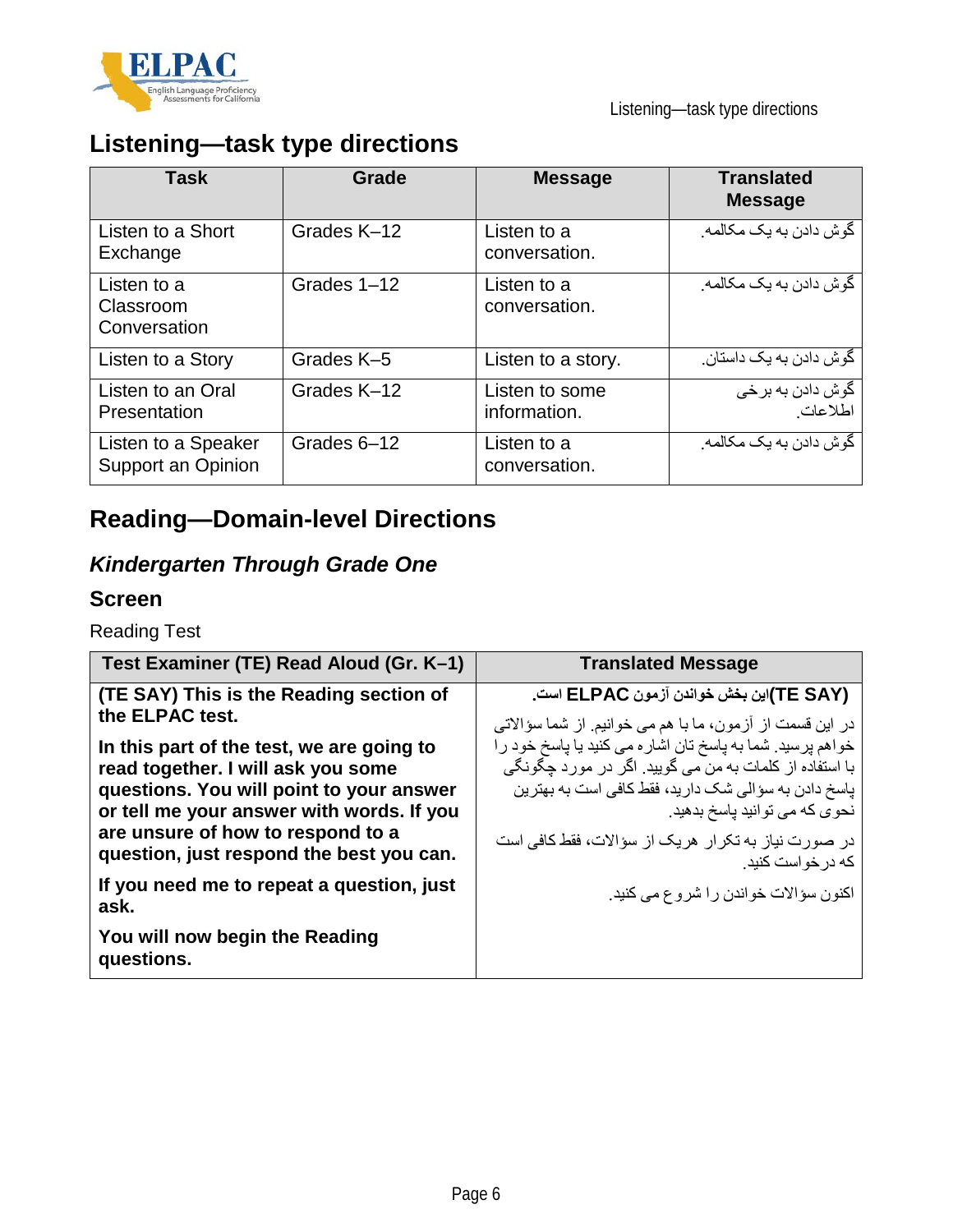## Listening—task type directions

| Task | Grade | Message | Translated Message |
|---|---|---|---|
| Listen to a Short Exchange | Grades K–12 | Listen to a conversation. | گوش دادن به یک مکالمه. |
| Listen to a Classroom Conversation | Grades 1–12 | Listen to a conversation. | گوش دادن به یک مکالمه. |
| Listen to a Story | Grades K–5 | Listen to a story. | گوش دادن به یک داستان. |
| Listen to an Oral Presentation | Grades K–12 | Listen to some information. | گوش دادن به برخی اطلاعات. |
| Listen to a Speaker Support an Opinion | Grades 6–12 | Listen to a conversation. | گوش دادن به یک مکالمه. |

## Reading—Domain-level Directions

### *Kindergarten Through Grade One*

### Screen

Reading Test

| Test Examiner (TE) Read Aloud (Gr. K–1) | Translated Message |
|---|---|
| **(TE SAY) This is the Reading section of the ELPAC test.**<br><br>**In this part of the test, we are going to read together. I will ask you some questions. You will point to your answer or tell me your answer with words. If you are unsure of how to respond to a question, just respond the best you can.**<br><br>**If you need me to repeat a question, just ask.**<br><br>**You will now begin the Reading questions.** | **(TE SAY)این بخش خواندن آزمون ELPAC است.**<br><br>در این قسمت از آزمون، ما با هم می خوانیم. از شما سؤالاتی خواهم پرسید. شما به پاسخ تان اشاره می کنید یا پاسخ خود را با استفاده از کلمات به من می گویید. اگر در مورد چگونگی پاسخ دادن به سؤالی شک دارید، فقط کافی است به بهترین نحوی که می توانید پاسخ بدهید.<br><br>در صورت نیاز به تکرار هریک از سؤالات، فقط کافی است که درخواست کنید.<br><br>اکنون سؤالات خواندن را شروع می کنید. |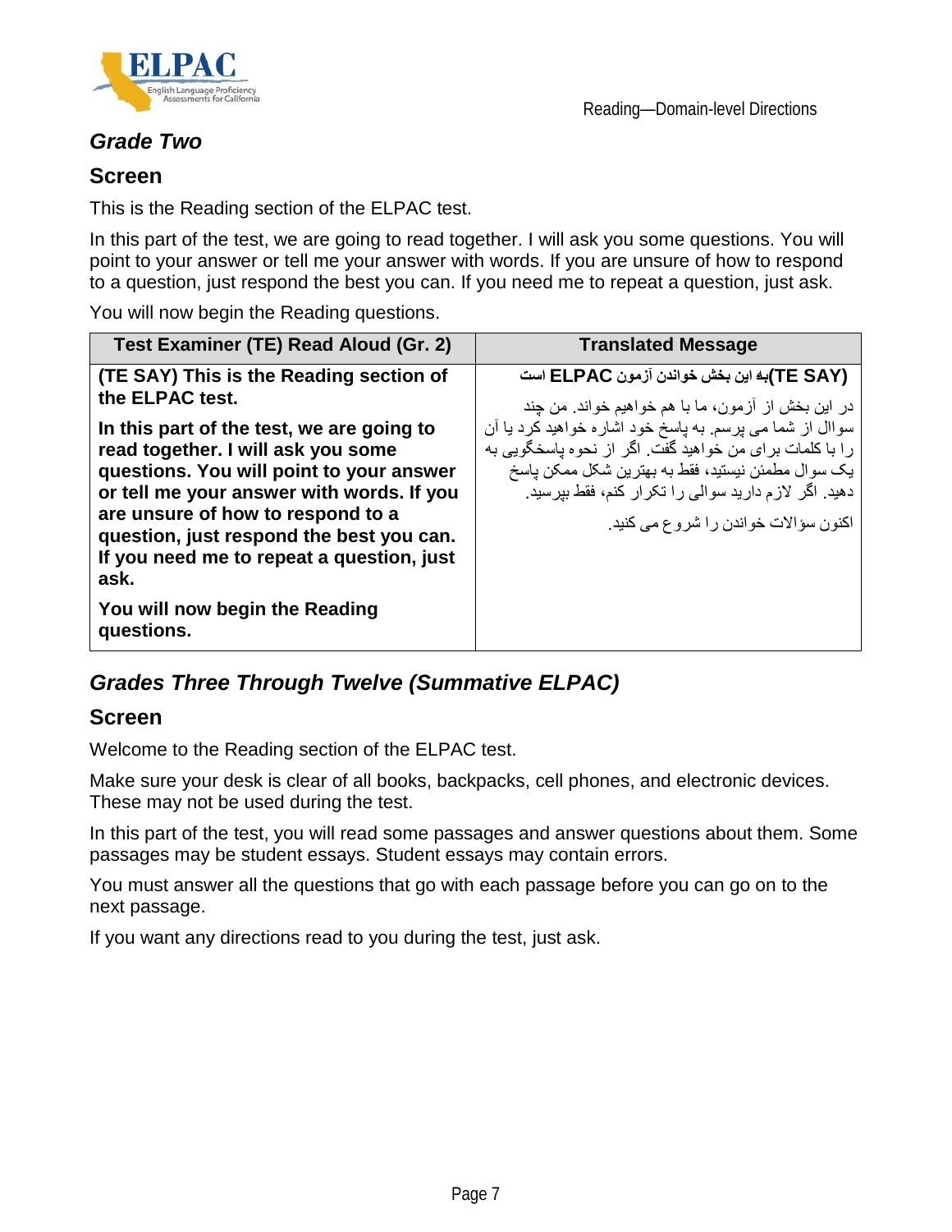## *Grade Two*

### Screen

This is the Reading section of the ELPAC test.

In this part of the test, we are going to read together. I will ask you some questions. You will point to your answer or tell me your answer with words. If you are unsure of how to respond to a question, just respond the best you can. If you need me to repeat a question, just ask.

You will now begin the Reading questions.

| Test Examiner (TE) Read Aloud (Gr. 2) | Translated Message |
|---|---|
| **(TE SAY) This is the Reading section of the ELPAC test.**<br><br>**In this part of the test, we are going to read together. I will ask you some questions. You will point to your answer or tell me your answer with words. If you are unsure of how to respond to a question, just respond the best you can. If you need me to repeat a question, just ask.**<br><br>**You will now begin the Reading questions.** | **(TE SAY)به این بخش خواندن آزمون ELPAC است**<br><br>در این بخش از آزمون، ما با هم خواهیم خواند. من چند سوال از شما می پرسم. به پاسخ خود اشاره خواهید کرد یا آن را با کلمات برای من خواهید گفت. اگر از نحوه پاسخگویی به یک سوال مطمئن نیستید، فقط به بهترین شکل ممکن پاسخ دهید. اگر لازم دارید سوالی را تکرار کنم، فقط بپرسید.<br><br>اکنون سؤالات خواندن را شروع می کنید. |

## *Grades Three Through Twelve (Summative ELPAC)*

### Screen

Welcome to the Reading section of the ELPAC test.

Make sure your desk is clear of all books, backpacks, cell phones, and electronic devices. These may not be used during the test.

In this part of the test, you will read some passages and answer questions about them. Some passages may be student essays. Student essays may contain errors.

You must answer all the questions that go with each passage before you can go on to the next passage.

If you want any directions read to you during the test, just ask.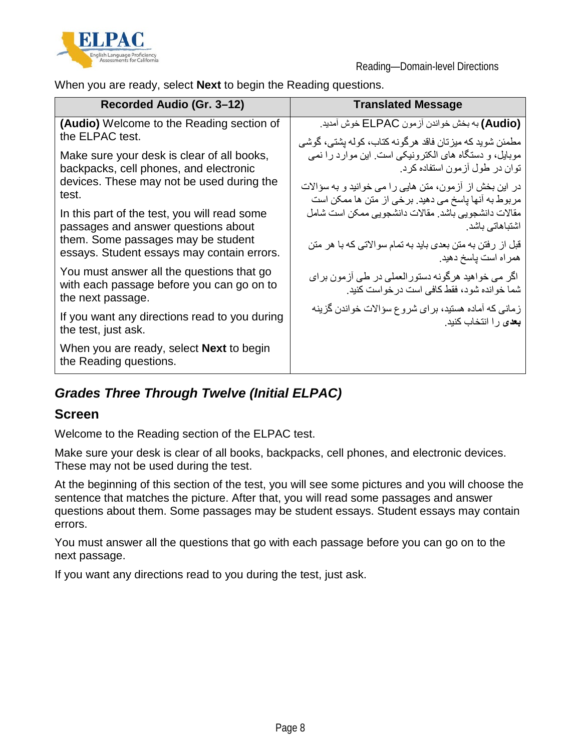When you are ready, select **Next** to begin the Reading questions.

| Recorded Audio (Gr. 3–12) | Translated Message |
| --- | --- |
| **(Audio)** Welcome to the Reading section of the ELPAC test.<br>Make sure your desk is clear of all books, backpacks, cell phones, and electronic devices. These may not be used during the test.<br>In this part of the test, you will read some passages and answer questions about them. Some passages may be student essays. Student essays may contain errors.<br>You must answer all the questions that go with each passage before you can go on to the next passage.<br>If you want any directions read to you during the test, just ask.<br>When you are ready, select **Next** to begin the Reading questions. | **(Audio)** به بخش خواندن آزمون ELPAC خوش آمدید.<br>مطمئن شوید که میزتان فاقد هرگونه کتاب، کوله پشتی، گوشی موبایل، و دستگاه های الکترونیکی است. این موارد را نمی توان در طول آزمون استفاده کرد.<br>در این بخش از آزمون، متن هایی را می خوانید و به سؤالات مربوط به آنها پاسخ می دهید. برخی از متن ها ممکن است مقالات دانشجویی باشد. مقالات دانشجویی ممکن است شامل اشتباهاتی باشد.<br>قبل از رفتن به متن بعدی باید به تمام سوالاتی که با هر متن همراه است پاسخ دهید.<br>اگر می خواهید هرگونه دستورالعملی در طی آزمون برای شما خوانده شود، فقط کافی است درخواست کنید.<br>زمانی که آماده هستید، برای شروع سؤالات خواندن گزینه **بعدی** را انتخاب کنید. |

## *Grades Three Through Twelve (Initial ELPAC)*

### Screen

Welcome to the Reading section of the ELPAC test.

Make sure your desk is clear of all books, backpacks, cell phones, and electronic devices. These may not be used during the test.

At the beginning of this section of the test, you will see some pictures and you will choose the sentence that matches the picture. After that, you will read some passages and answer questions about them. Some passages may be student essays. Student essays may contain errors.

You must answer all the questions that go with each passage before you can go on to the next passage.

If you want any directions read to you during the test, just ask.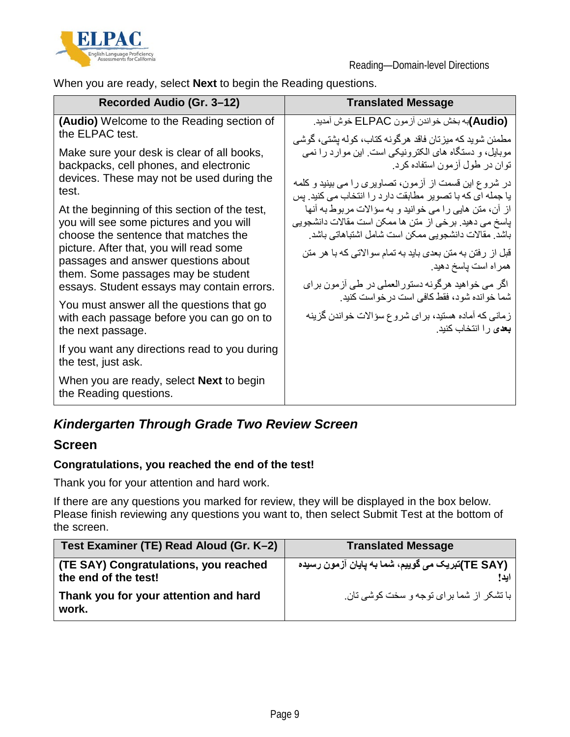When you are ready, select **Next** to begin the Reading questions.

| Recorded Audio (Gr. 3–12) | Translated Message |
|---|---|
| **(Audio)** Welcome to the Reading section of the ELPAC test.<br><br>Make sure your desk is clear of all books, backpacks, cell phones, and electronic devices. These may not be used during the test.<br><br>At the beginning of this section of the test, you will see some pictures and you will choose the sentence that matches the picture. After that, you will read some passages and answer questions about them. Some passages may be student essays. Student essays may contain errors.<br><br>You must answer all the questions that go with each passage before you can go on to the next passage.<br><br>If you want any directions read to you during the test, just ask.<br><br>When you are ready, select **Next** to begin the Reading questions. | **(Audio)**به بخش خواندن آزمون ELPAC خوش آمدید.<br><br>مطمئن شوید که میزتان فاقد هرگونه کتاب، کوله پشتی، گوشی موبایل، و دستگاه های الکترونیکی است. این موارد را نمی توان در طول آزمون استفاده کرد.<br><br>در شروع این قسمت از آزمون، تصاویری را می بینید و کلمه یا جمله ای که با تصویر مطابقت دارد را انتخاب می کنید. پس از آن، متن هایی را می خوانید و به سؤالات مربوط به آنها پاسخ می دهید. برخی از متن ها ممکن است مقالات دانشجویی باشد. مقالات دانشجویی ممکن است شامل اشتباهاتی باشد.<br><br>قبل از رفتن به متن بعدی باید به تمام سوالاتی که با هر متن همراه است پاسخ دهید.<br><br>اگر می خواهید هرگونه دستورالعملی در طی آزمون برای شما خوانده شود، فقط کافی است درخواست کنید.<br><br>زمانی که آماده هستید، برای شروع سؤالات خواندن گزینه **بعدی** را انتخاب کنید. |

## *Kindergarten Through Grade Two Review Screen*

### Screen

**Congratulations, you reached the end of the test!**

Thank you for your attention and hard work.

If there are any questions you marked for review, they will be displayed in the box below. Please finish reviewing any questions you want to, then select Submit Test at the bottom of the screen.

| Test Examiner (TE) Read Aloud (Gr. K–2) | Translated Message |
|---|---|
| **(TE SAY) Congratulations, you reached the end of the test!**<br><br>**Thank you for your attention and hard work.** | **(TE SAY)تبریک می گوییم، شما به پایان آزمون رسیده اید!**<br><br>با تشکر از شما برای توجه و سخت کوشی تان. |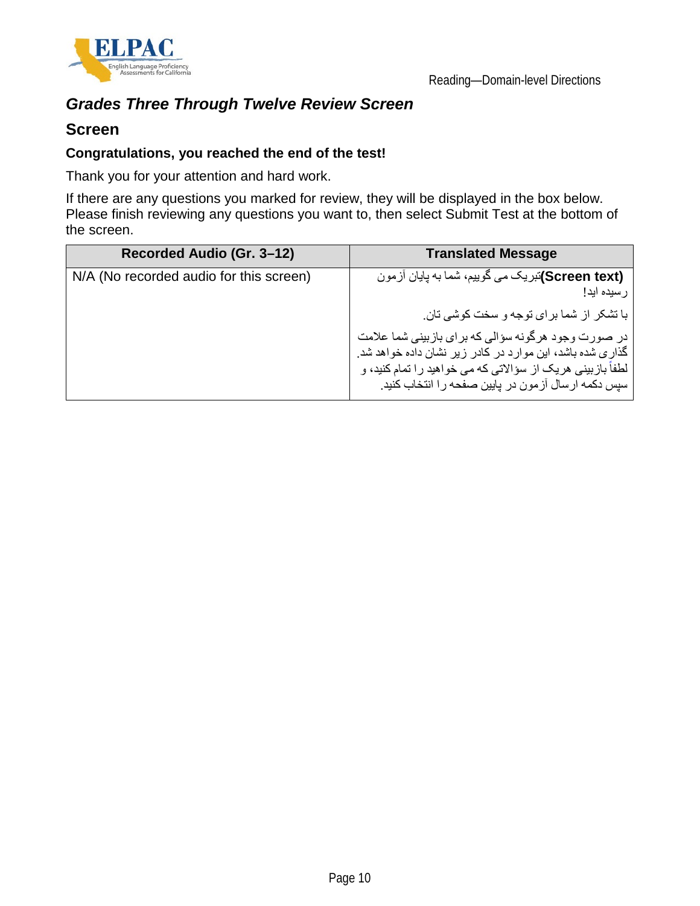## *Grades Three Through Twelve Review Screen*

### Screen

**Congratulations, you reached the end of the test!**

Thank you for your attention and hard work.

If there are any questions you marked for review, they will be displayed in the box below. Please finish reviewing any questions you want to, then select Submit Test at the bottom of the screen.

| Recorded Audio (Gr. 3–12) | Translated Message |
|---|---|
| N/A (No recorded audio for this screen) | **(Screen text)**تبریک می گوییم، شما به پایان آزمون رسیده اید!<br><br>با تشکر از شما برای توجه و سخت کوشی تان.<br><br>در صورت وجود هرگونه سؤالی که برای بازبینی شما علامت گذاری شده باشد، این موارد در کادر زیر نشان داده خواهد شد. لطفاً بازبینی هریک از سؤالاتی که می خواهید را تمام کنید، و سپس دکمه ارسال آزمون در پایین صفحه را انتخاب کنید. |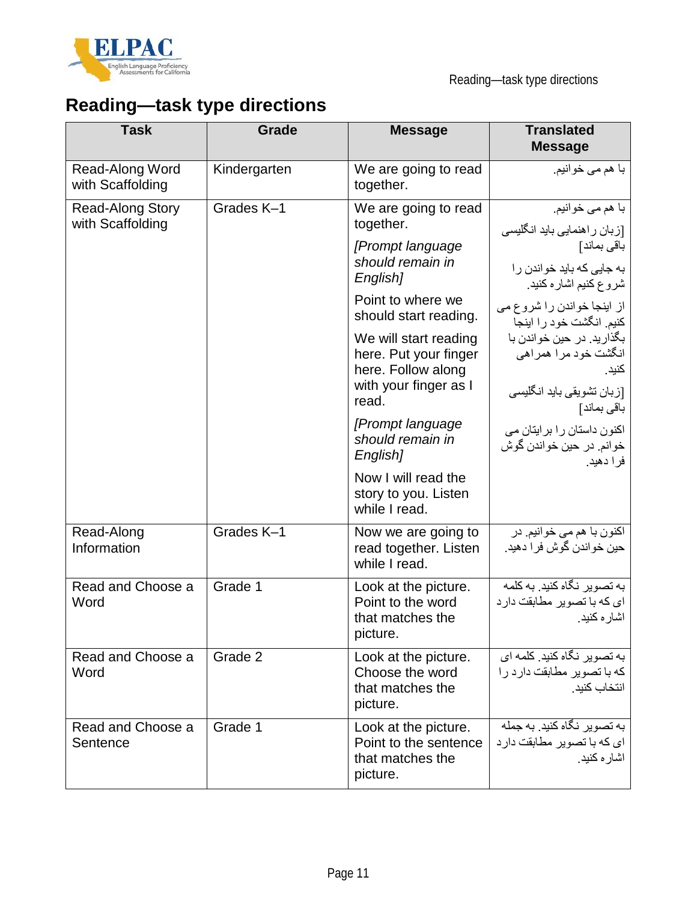## Reading—task type directions

| Task | Grade | Message | Translated Message |
|---|---|---|---|
| Read-Along Word with Scaffolding | Kindergarten | We are going to read together. | با هم می خوانیم. |
| Read-Along Story with Scaffolding | Grades K–1 | We are going to read together.<br>*[Prompt language should remain in English]*<br>Point to where we should start reading.<br>We will start reading here. Put your finger here. Follow along with your finger as I read.<br>*[Prompt language should remain in English]*<br>Now I will read the story to you. Listen while I read. | با هم می خوانیم.<br>[زبان راهنمایی باید انگلیسی باقی بماند]<br>به جایی که باید خواندن را شروع کنیم اشاره کنید.<br>از اینجا خواندن را شروع می کنیم. انگشت خود را اینجا بگذارید. در حین خواندن با انگشت خود مرا همراهی کنید.<br>[زبان تشویقی باید انگلیسی باقی بماند]<br>اکنون داستان را برایتان می خوانم. در حین خواندن گوش فرا دهید. |
| Read-Along Information | Grades K–1 | Now we are going to read together. Listen while I read. | اکنون با هم می خوانیم. در حین خواندن گوش فرا دهید. |
| Read and Choose a Word | Grade 1 | Look at the picture. Point to the word that matches the picture. | به تصویر نگاه کنید. به کلمه ای که با تصویر مطابقت دارد اشاره کنید. |
| Read and Choose a Word | Grade 2 | Look at the picture. Choose the word that matches the picture. | به تصویر نگاه کنید. کلمه ای که با تصویر مطابقت دارد را انتخاب کنید. |
| Read and Choose a Sentence | Grade 1 | Look at the picture. Point to the sentence that matches the picture. | به تصویر نگاه کنید. به جمله ای که با تصویر مطابقت دارد اشاره کنید. |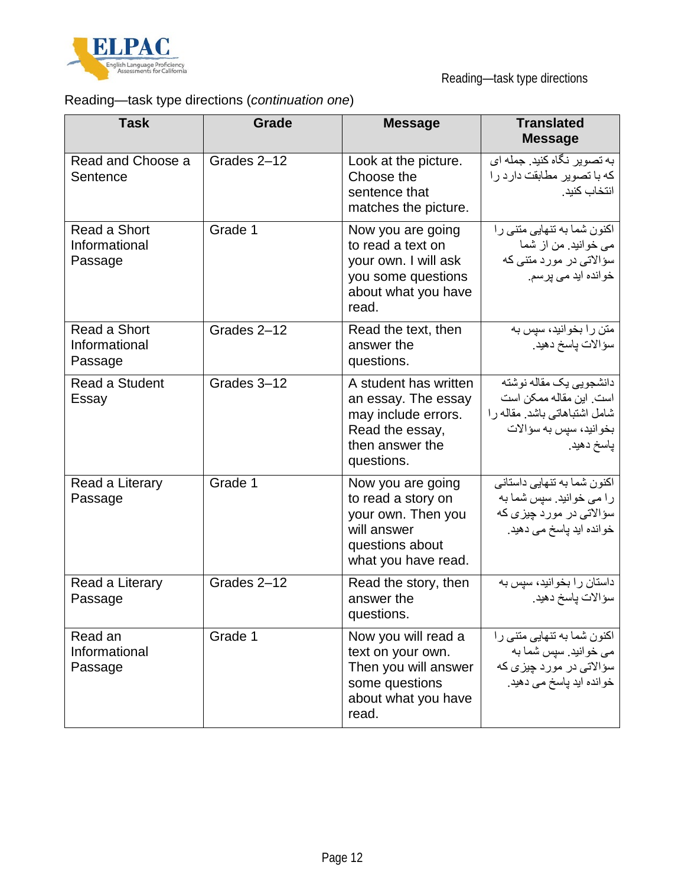Reading—task type directions (*continuation one*)

| Task | Grade | Message | Translated Message |
|---|---|---|---|
| Read and Choose a Sentence | Grades 2–12 | Look at the picture. Choose the sentence that matches the picture. | به تصویر نگاه کنید. جمله ای که با تصویر مطابقت دارد را انتخاب کنید. |
| Read a Short Informational Passage | Grade 1 | Now you are going to read a text on your own. I will ask you some questions about what you have read. | اکنون شما به تنهایی متنی را می خوانید. من از شما سؤالاتی در مورد متنی که خوانده اید می پرسم. |
| Read a Short Informational Passage | Grades 2–12 | Read the text, then answer the questions. | متن را بخوانید، سپس به سؤالات پاسخ دهید. |
| Read a Student Essay | Grades 3–12 | A student has written an essay. The essay may include errors. Read the essay, then answer the questions. | دانشجویی یک مقاله نوشته است. این مقاله ممکن است شامل اشتباهاتی باشد. مقاله را بخوانید، سپس به سؤالات پاسخ دهید. |
| Read a Literary Passage | Grade 1 | Now you are going to read a story on your own. Then you will answer questions about what you have read. | اکنون شما به تنهایی داستانی را می خوانید. سپس شما به سؤالاتی در مورد چیزی که خوانده اید پاسخ می دهید. |
| Read a Literary Passage | Grades 2–12 | Read the story, then answer the questions. | داستان را بخوانید، سپس به سؤالات پاسخ دهید. |
| Read an Informational Passage | Grade 1 | Now you will read a text on your own. Then you will answer some questions about what you have read. | اکنون شما به تنهایی متنی را می خوانید. سپس شما به سؤالاتی در مورد چیزی که خوانده اید پاسخ می دهید. |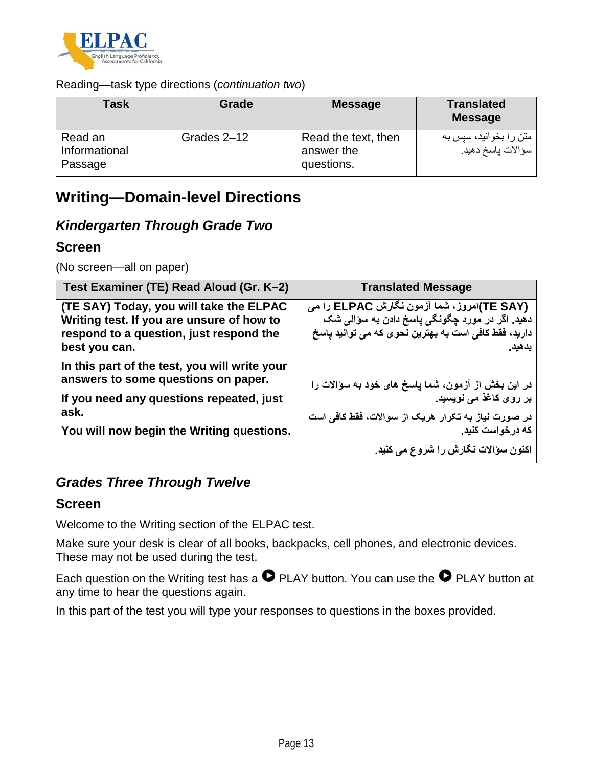Reading—task type directions (*continuation two*)

| Task | Grade | Message | Translated Message |
|---|---|---|---|
| Read an Informational Passage | Grades 2–12 | Read the text, then answer the questions. | متن را بخوانید، سپس به سؤالات پاسخ دهید. |

## Writing—Domain-level Directions

### *Kindergarten Through Grade Two*

### Screen

(No screen—all on paper)

| Test Examiner (TE) Read Aloud (Gr. K–2) | Translated Message |
|---|---|
| **(TE SAY) Today, you will take the ELPAC Writing test. If you are unsure of how to respond to a question, just respond the best you can.**<br><br>**In this part of the test, you will write your answers to some questions on paper.**<br><br>**If you need any questions repeated, just ask.**<br><br>**You will now begin the Writing questions.** | **(TE SAY)امروز، شما آزمون نگارش ELPAC را می دهید. اگر در مورد چگونگی پاسخ دادن به سؤالی شک دارید، فقط کافی است به بهترین نحوی که می توانید پاسخ بدهید.**<br><br>**در این بخش از آزمون، شما پاسخ های خود به سؤالات را بر روی کاغذ می نویسید.**<br><br>**در صورت نیاز به تکرار هریک از سؤالات، فقط کافی است که درخواست کنید.**<br><br>**اکنون سؤالات نگارش را شروع می کنید.** |

### *Grades Three Through Twelve*

### Screen

Welcome to the Writing section of the ELPAC test.

Make sure your desk is clear of all books, backpacks, cell phones, and electronic devices. These may not be used during the test.

Each question on the Writing test has a ▶ PLAY button. You can use the ▶ PLAY button at any time to hear the questions again.

In this part of the test you will type your responses to questions in the boxes provided.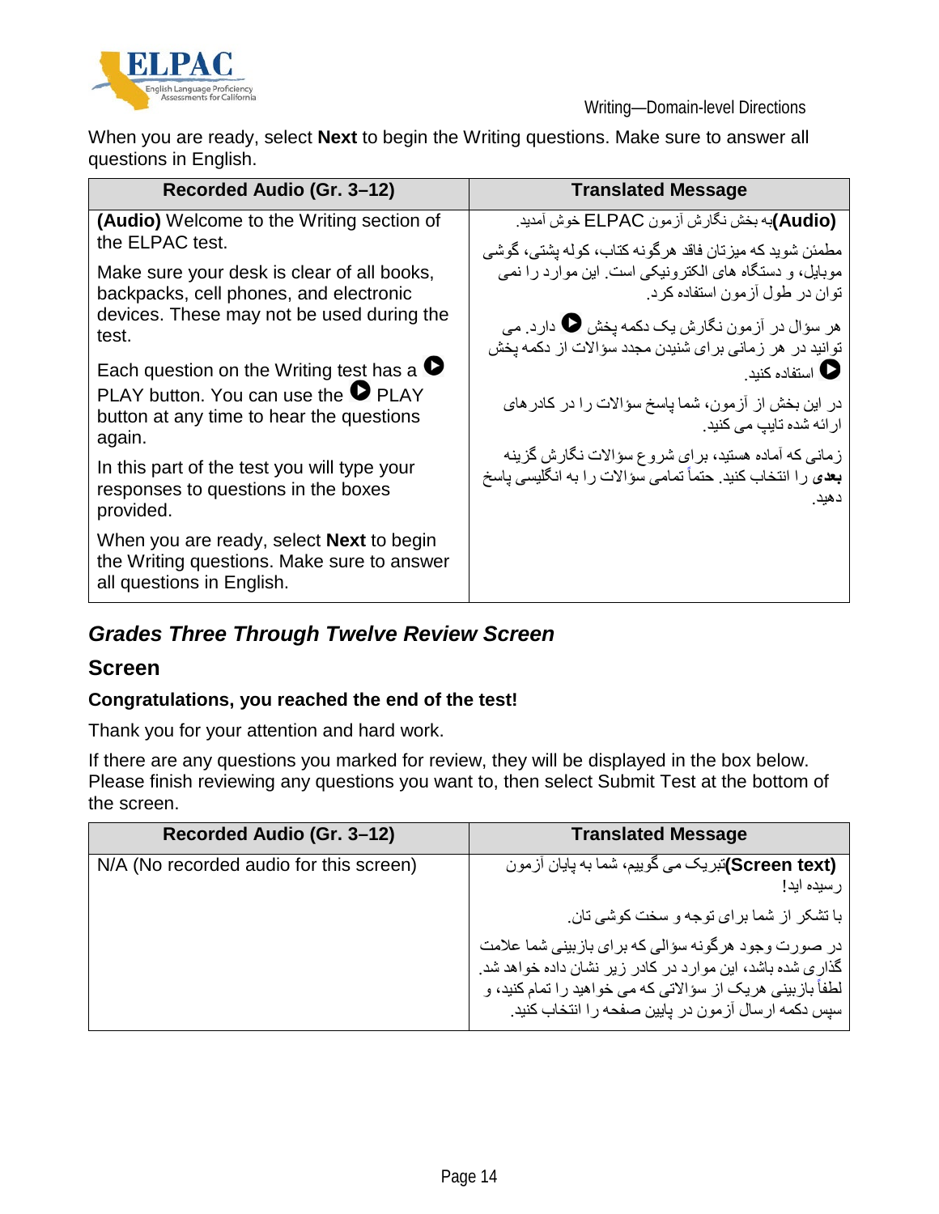When you are ready, select **Next** to begin the Writing questions. Make sure to answer all questions in English.

| Recorded Audio (Gr. 3–12) | Translated Message |
|---|---|
| **(Audio)** Welcome to the Writing section of the ELPAC test.<br><br>Make sure your desk is clear of all books, backpacks, cell phones, and electronic devices. These may not be used during the test.<br><br>Each question on the Writing test has a ▶ PLAY button. You can use the ▶ PLAY button at any time to hear the questions again.<br><br>In this part of the test you will type your responses to questions in the boxes provided.<br><br>When you are ready, select **Next** to begin the Writing questions. Make sure to answer all questions in English. | **(Audio)**به بخش نگارش آزمون ELPAC خوش آمدید.<br><br>مطمئن شوید که میزتان فاقد هرگونه کتاب، کوله پشتی، گوشی موبایل، و دستگاه های الکترونیکی است. این موارد را نمی توان در طول آزمون استفاده کرد.<br><br>هر سؤال در آزمون نگارش یک دکمه پخش ▶ دارد. می توانید در هر زمانی برای شنیدن مجدد سؤالات از دکمه پخش ▶ استفاده کنید.<br><br>در این بخش از آزمون، شما پاسخ سؤالات را در کادرهای ارائه شده تایپ می کنید.<br><br>زمانی که آماده هستید، برای شروع سؤالات نگارش گزینه **بعدی** را انتخاب کنید. حتماً تمامی سؤالات را به انگلیسی پاسخ دهید. |

## *Grades Three Through Twelve Review Screen*

### Screen

**Congratulations, you reached the end of the test!**

Thank you for your attention and hard work.

If there are any questions you marked for review, they will be displayed in the box below. Please finish reviewing any questions you want to, then select Submit Test at the bottom of the screen.

| Recorded Audio (Gr. 3–12) | Translated Message |
|---|---|
| N/A (No recorded audio for this screen) | **(Screen text)**تبریک می گوییم، شما به پایان آزمون رسیده اید!<br><br>با تشکر از شما برای توجه و سخت کوشی تان.<br><br>در صورت وجود هرگونه سؤالی که برای بازبینی شما علامت گذاری شده باشد، این موارد در کادر زیر نشان داده خواهد شد. لطفاً بازبینی هریک از سؤالاتی که می خواهید را تمام کنید، و سپس دکمه ارسال آزمون در پایین صفحه را انتخاب کنید. |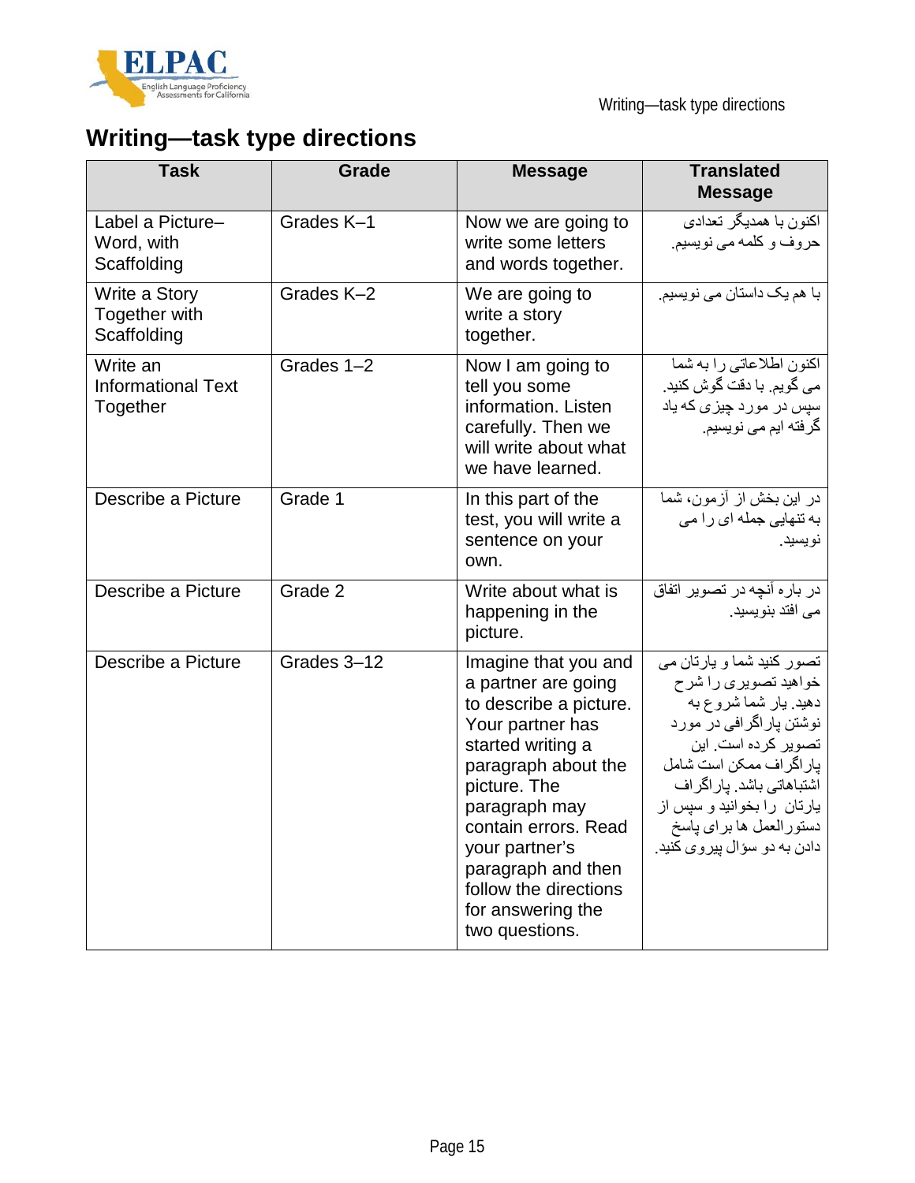# Writing—task type directions

| Task | Grade | Message | Translated Message |
| --- | --- | --- | --- |
| Label a Picture–Word, with Scaffolding | Grades K–1 | Now we are going to write some letters and words together. | اکنون با همدیگر تعدادی حروف و کلمه می نویسیم. |
| Write a Story Together with Scaffolding | Grades K–2 | We are going to write a story together. | با هم یک داستان می نویسیم. |
| Write an Informational Text Together | Grades 1–2 | Now I am going to tell you some information. Listen carefully. Then we will write about what we have learned. | اکنون اطلاعاتی را به شما می گویم. با دقت گوش کنید. سپس در مورد چیزی که یاد گرفته ایم می نویسیم. |
| Describe a Picture | Grade 1 | In this part of the test, you will write a sentence on your own. | در این بخش از آزمون، شما به تنهایی جمله ای را می نویسید. |
| Describe a Picture | Grade 2 | Write about what is happening in the picture. | در باره آنچه در تصویر اتفاق می افتد بنویسید. |
| Describe a Picture | Grades 3–12 | Imagine that you and a partner are going to describe a picture. Your partner has started writing a paragraph about the picture. The paragraph may contain errors. Read your partner's paragraph and then follow the directions for answering the two questions. | تصور کنید شما و یارتان می خواهید تصویری را شرح دهید. یار شما شروع به نوشتن پاراگرافی در مورد تصویر کرده است. این پاراگراف ممکن است شامل اشتباهاتی باشد. پاراگراف یارتان را بخوانید و سپس از دستورالعمل ها برای پاسخ دادن به دو سؤال پیروی کنید. |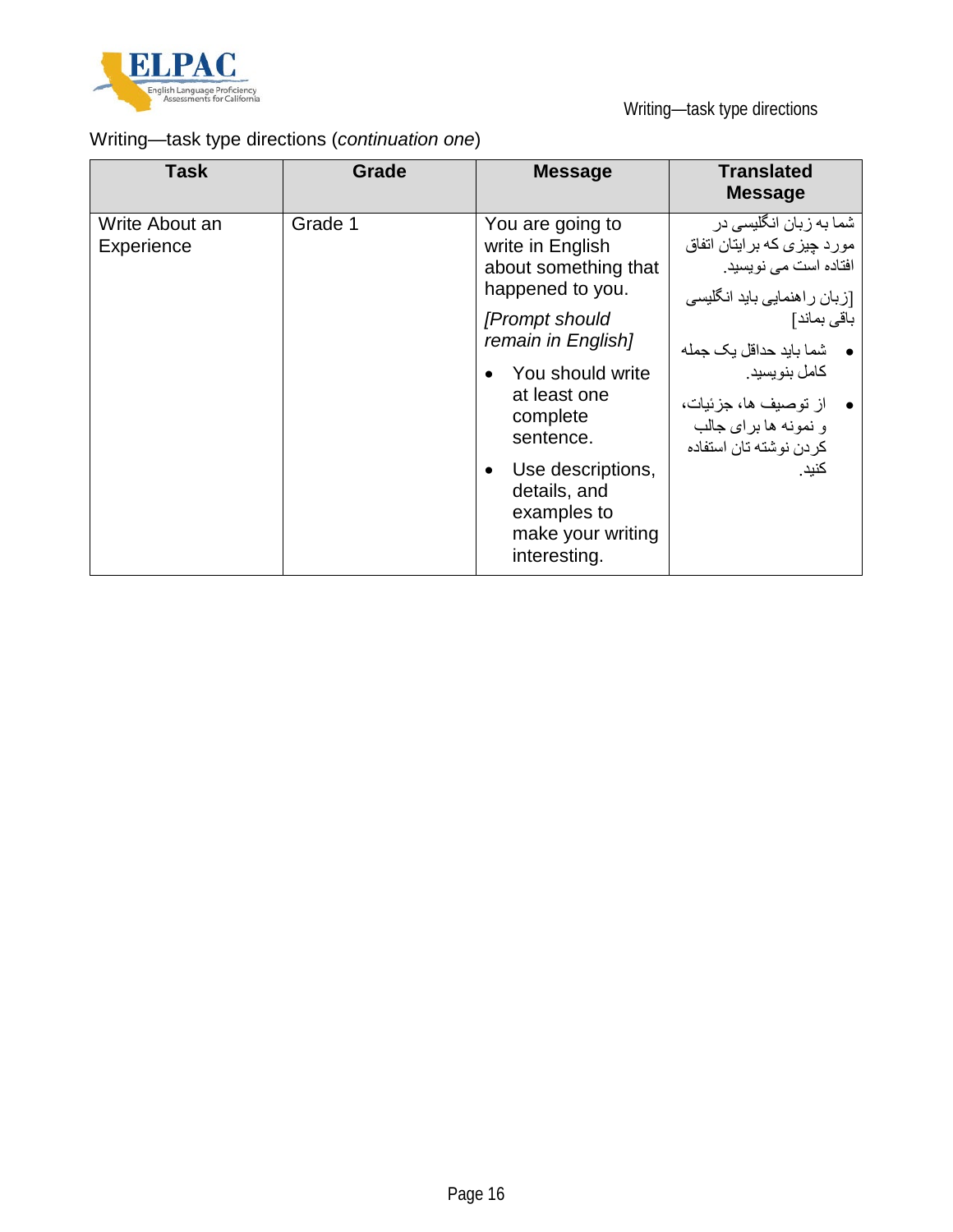Writing—task type directions (*continuation one*)

| Task | Grade | Message | Translated Message |
|---|---|---|---|
| Write About an Experience | Grade 1 | You are going to write in English about something that happened to you.<br>*[Prompt should remain in English]*<br>• You should write at least one complete sentence.<br>• Use descriptions, details, and examples to make your writing interesting. | شما به زبان انگلیسی در مورد چیزی که برایتان اتفاق افتاده است می نویسید.<br>[زبان راهنمایی باید انگلیسی باقی بماند]<br>• شما باید حداقل یک جمله کامل بنویسید.<br>• از توصیف ها، جزئیات، و نمونه ها برای جالب کردن نوشته تان استفاده کنید. |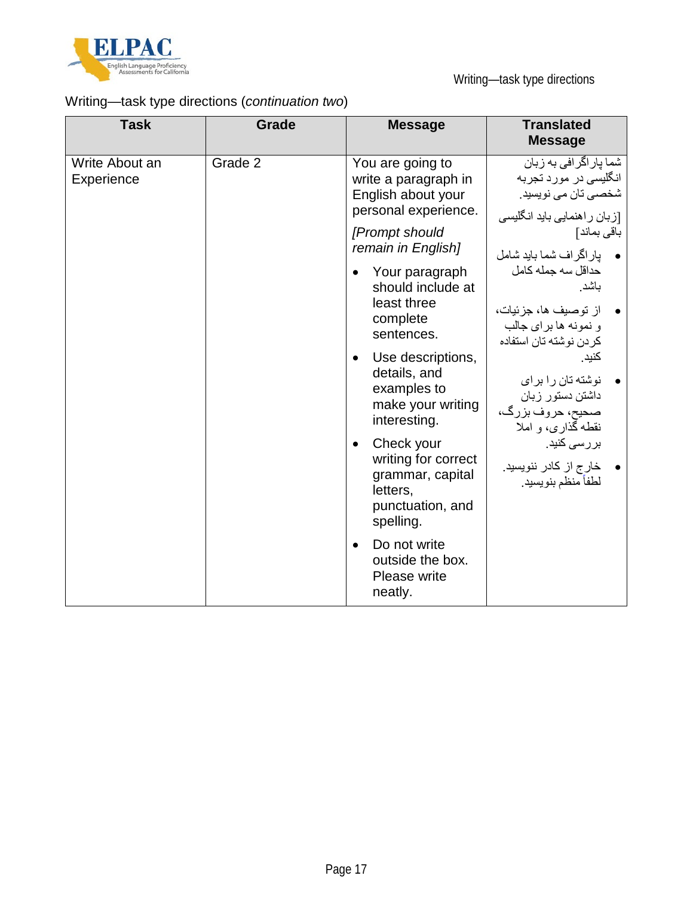Writing—task type directions (*continuation two*)

| Task | Grade | Message | Translated Message |
|---|---|---|---|
| Write About an Experience | Grade 2 | You are going to write a paragraph in English about your personal experience.<br><br>*[Prompt should remain in English]*<br><br>• Your paragraph should include at least three complete sentences.<br>• Use descriptions, details, and examples to make your writing interesting.<br>• Check your writing for correct grammar, capital letters, punctuation, and spelling.<br>• Do not write outside the box. Please write neatly. | شما پاراگرافی به زبان انگلیسی در مورد تجربه شخصی تان می نویسید.<br><br>[زبان راهنمایی باید انگلیسی باقی بماند]<br><br>• پاراگراف شما باید شامل حداقل سه جمله کامل باشد.<br>• از توصیف ها، جزئیات، و نمونه ها برای جالب کردن نوشته تان استفاده کنید.<br>• نوشته تان را برای داشتن دستور زبان صحیح، حروف بزرگ، نقطه گذاری، و املا بررسی کنید.<br>• خارج از کادر ننویسید. لطفاً منظم بنویسید. |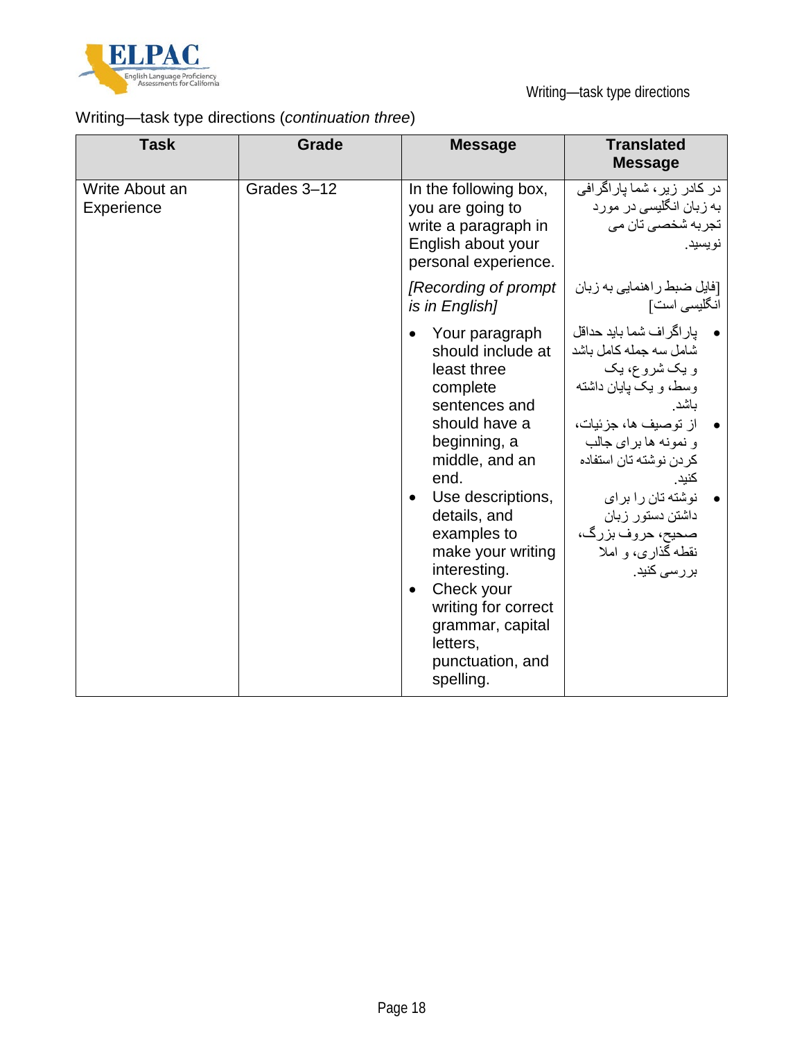Writing—task type directions (*continuation three*)

| Task | Grade | Message | Translated Message |
|---|---|---|---|
| Write About an Experience | Grades 3–12 | In the following box, you are going to write a paragraph in English about your personal experience.<br><br>*[Recording of prompt is in English]*<br><br>• Your paragraph should include at least three complete sentences and should have a beginning, a middle, and an end.<br>• Use descriptions, details, and examples to make your writing interesting.<br>• Check your writing for correct grammar, capital letters, punctuation, and spelling. | در کادر زیر، شما پاراگرافی به زبان انگلیسی در مورد تجربه شخصی تان می نویسید.<br><br>[فایل ضبط راهنمایی به زبان انگلیسی است]<br><br>• پاراگراف شما باید حداقل شامل سه جمله کامل باشد و یک شروع، یک وسط، و یک پایان داشته باشد.<br>• از توصیف ها، جزئیات، و نمونه ها برای جالب کردن نوشته تان استفاده کنید.<br>• نوشته تان را برای داشتن دستور زبان صحیح، حروف بزرگ، نقطه گذاری، و املا بررسی کنید. |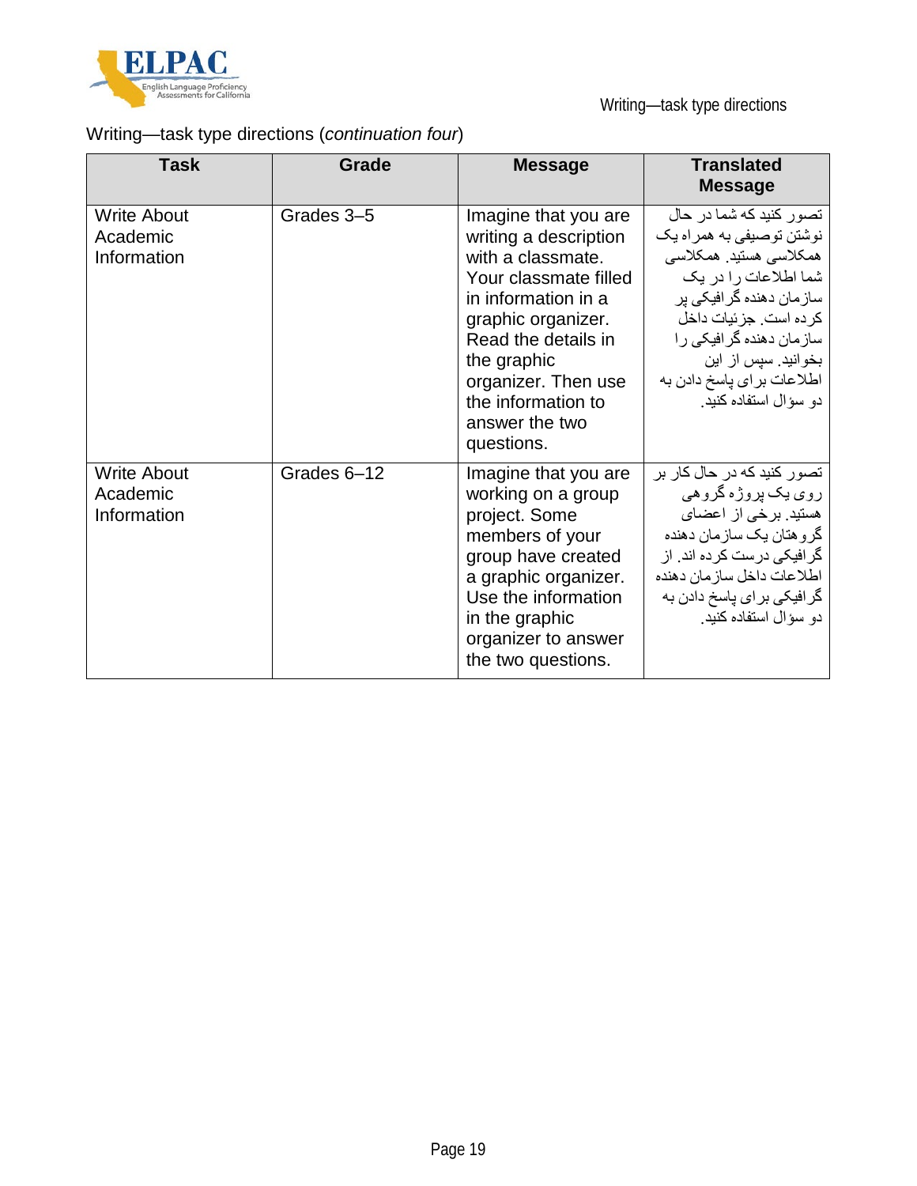Writing—task type directions (*continuation four*)

| Task | Grade | Message | Translated Message |
| --- | --- | --- | --- |
| Write About Academic Information | Grades 3–5 | Imagine that you are writing a description with a classmate. Your classmate filled in information in a graphic organizer. Read the details in the graphic organizer. Then use the information to answer the two questions. | تصور کنید که شما در حال نوشتن توصیفی به همراه یک همکلاسی هستید. همکلاسی شما اطلاعات را در یک سازمان دهنده گرافیکی پر کرده است. جزئیات داخل سازمان دهنده گرافیکی را بخوانید. سپس از این اطلاعات برای پاسخ دادن به دو سؤال استفاده کنید. |
| Write About Academic Information | Grades 6–12 | Imagine that you are working on a group project. Some members of your group have created a graphic organizer. Use the information in the graphic organizer to answer the two questions. | تصور کنید که در حال کار بر روی یک پروژه گروهی هستید. برخی از اعضای گروهتان یک سازمان دهنده گرافیکی درست کرده اند. از اطلاعات داخل سازمان دهنده گرافیکی برای پاسخ دادن به دو سؤال استفاده کنید. |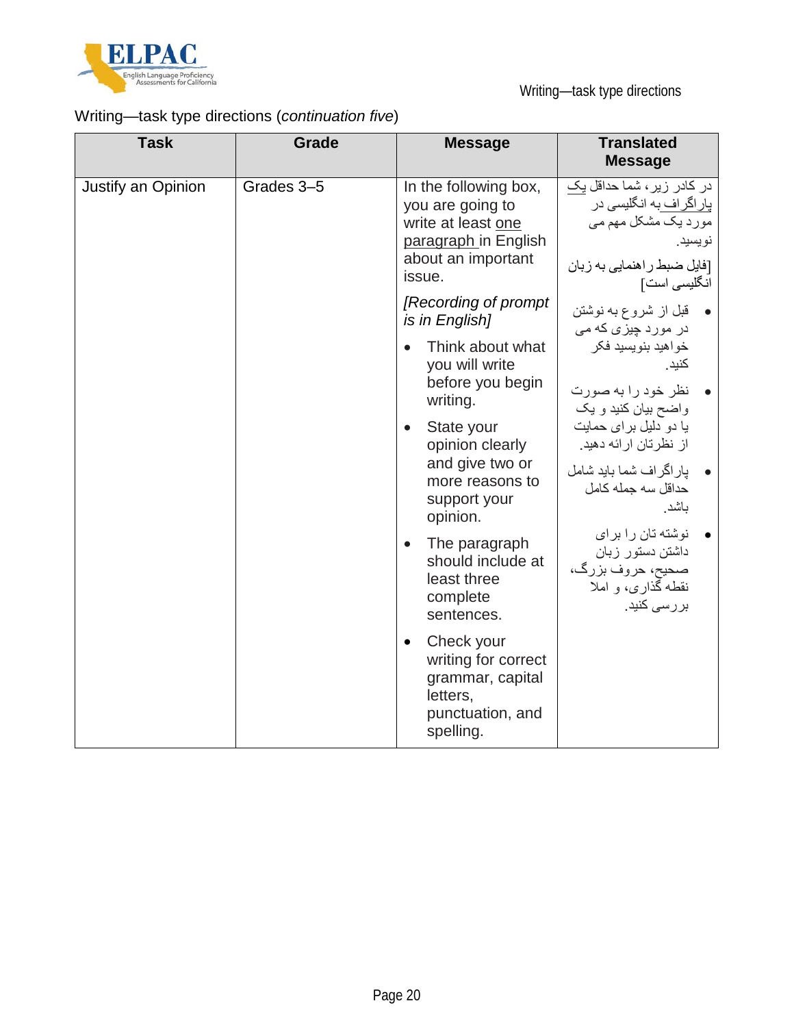Writing—task type directions (*continuation five*)

| Task | Grade | Message | Translated Message |
| --- | --- | --- | --- |
| Justify an Opinion | Grades 3–5 | In the following box, you are going to write at least <u>one paragraph</u> in English about an important issue.<br><br>*[Recording of prompt is in English]*<br><br>• Think about what you will write before you begin writing.<br>• State your opinion clearly and give two or more reasons to support your opinion.<br>• The paragraph should include at least three complete sentences.<br>• Check your writing for correct grammar, capital letters, punctuation, and spelling. | در کادر زیر، شما حداقل <u>یک پاراگراف</u> به انگلیسی در مورد یک مشکل مهم می نویسید.<br><br>[فایل ضبط راهنمایی به زبان انگلیسی است]<br><br>• قبل از شروع به نوشتن در مورد چیزی که می خواهید بنویسید فکر کنید.<br>• نظر خود را به صورت واضح بیان کنید و یک یا دو دلیل برای حمایت از نظرتان ارائه دهید.<br>• پاراگراف شما باید شامل حداقل سه جمله کامل باشد.<br>• نوشته تان را برای داشتن دستور زبان صحیح، حروف بزرگ، نقطه گذاری، و املا بررسی کنید. |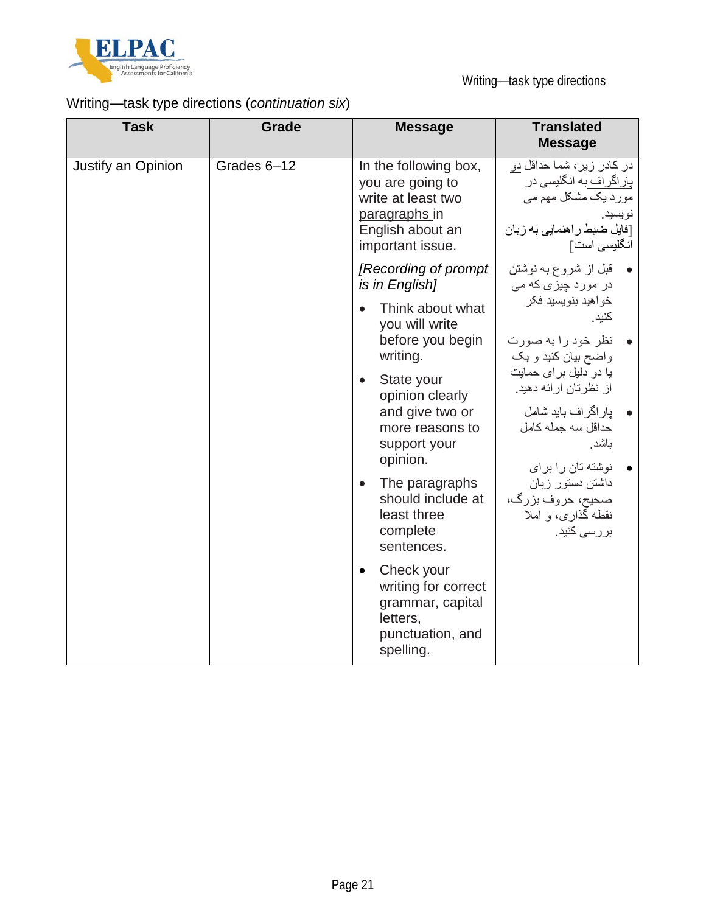Writing—task type directions (*continuation six*)

| Task | Grade | Message | Translated Message |
| --- | --- | --- | --- |
| Justify an Opinion | Grades 6–12 | In the following box, you are going to write at least <u>two paragraphs</u> in English about an important issue.<br><br>*[Recording of prompt is in English]*<br><br>• Think about what you will write before you begin writing.<br>• State your opinion clearly and give two or more reasons to support your opinion.<br>• The paragraphs should include at least three complete sentences.<br>• Check your writing for correct grammar, capital letters, punctuation, and spelling. | در کادر زیر، شما حداقل <u>دو پاراگراف</u> به انگلیسی در مورد یک مشکل مهم می نویسید.<br>[فایل ضبط راهنمایی به زبان انگلیسی است]<br><br>• قبل از شروع به نوشتن در مورد چیزی که می خواهید بنویسید فکر کنید.<br>• نظر خود را به صورت واضح بیان کنید و یک یا دو دلیل برای حمایت از نظرتان ارائه دهید.<br>• پاراگراف باید شامل حداقل سه جمله کامل باشد.<br>• نوشته تان را برای داشتن دستور زبان صحیح، حروف بزرگ، نقطه گذاری، و املا بررسی کنید. |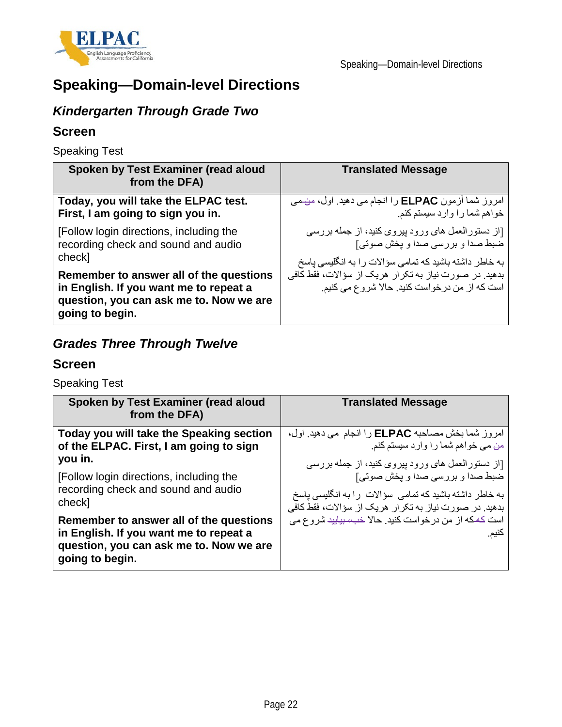# Speaking—Domain-level Directions

## *Kindergarten Through Grade Two*

### Screen

Speaking Test

| Spoken by Test Examiner (read aloud from the DFA) | Translated Message |
|---|---|
| **Today, you will take the ELPAC test. First, I am going to sign you in.** [Follow login directions, including the recording check and sound and audio check] **Remember to answer all of the questions in English. If you want me to repeat a question, you can ask me to. Now we are going to begin.** | امروز شما آزمون **ELPAC** را انجام می دهید. اول، منمی خواهم شما را وارد سیستم کنم. [از دستورالعمل های ورود پیروی کنید، از جمله بررسی ضبط صدا و بررسی صدا و پخش صوتی] به خاطر داشته باشید که تمامی سؤالات را به انگلیسی پاسخ بدهید. در صورت نیاز به تکرار هریک از سؤالات، فقط کافی است که از من درخواست کنید. حالا شروع می کنیم. |

## *Grades Three Through Twelve*

### Screen

Speaking Test

| Spoken by Test Examiner (read aloud from the DFA) | Translated Message |
|---|---|
| **Today you will take the Speaking section of the ELPAC. First, I am going to sign you in.** [Follow login directions, including the recording check and sound and audio check] **Remember to answer all of the questions in English. If you want me to repeat a question, you can ask me to. Now we are going to begin.** | امروز شما بخش مصاحبه **ELPAC** را انجام می دهید. اول، من می خواهم شما را وارد سیستم کنم. [از دستورالعمل های ورود پیروی کنید، از جمله بررسی ضبط صدا و بررسی صدا و پخش صوتی] به خاطر داشته باشید که تمامی سؤالات را به انگلیسی پاسخ بدهید. در صورت نیاز به تکرار هریک از سؤالات، فقط کافی است کهکه از من درخواست کنید. حالا خببیایید شروع می کنیم. |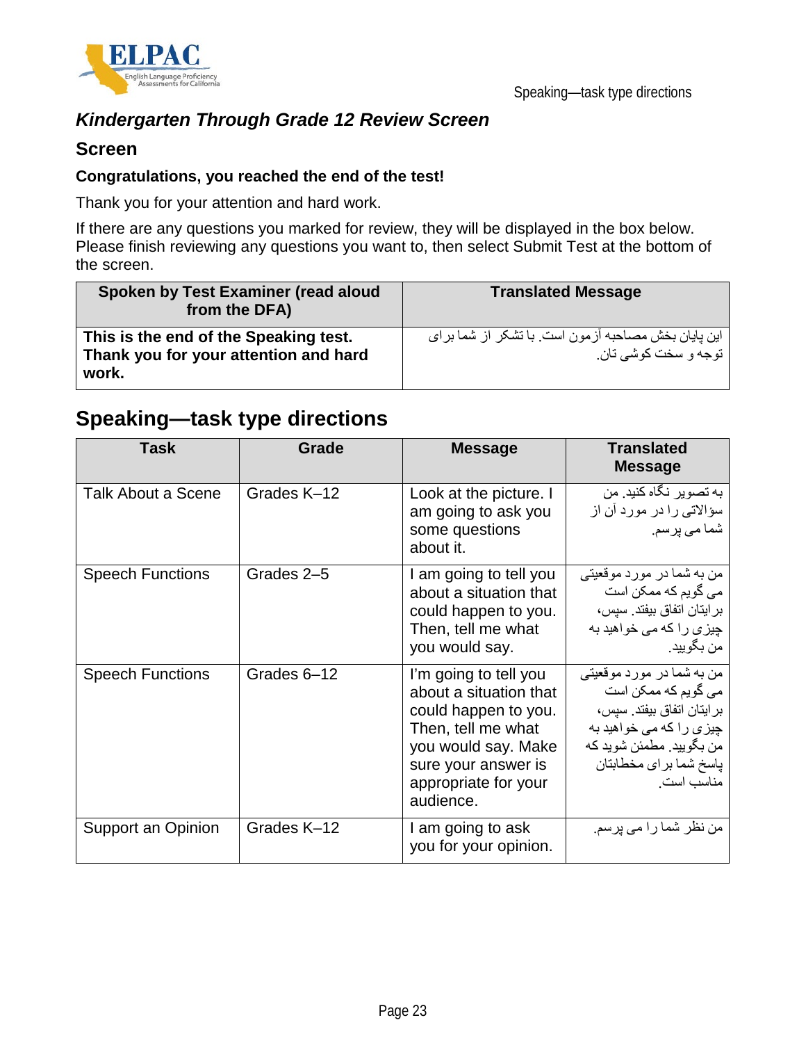### *Kindergarten Through Grade 12 Review Screen*

#### Screen

**Congratulations, you reached the end of the test!**

Thank you for your attention and hard work.

If there are any questions you marked for review, they will be displayed in the box below. Please finish reviewing any questions you want to, then select Submit Test at the bottom of the screen.

| Spoken by Test Examiner (read aloud from the DFA) | Translated Message |
| --- | --- |
| **This is the end of the Speaking test. Thank you for your attention and hard work.** | این پایان بخش مصاحبه آزمون است. با تشکر از شما برای توجه و سخت کوشی تان. |

## Speaking—task type directions

| Task | Grade | Message | Translated Message |
| --- | --- | --- | --- |
| Talk About a Scene | Grades K–12 | Look at the picture. I am going to ask you some questions about it. | به تصویر نگاه کنید. من سؤالاتی را در مورد آن از شما می پرسم. |
| Speech Functions | Grades 2–5 | I am going to tell you about a situation that could happen to you. Then, tell me what you would say. | من به شما در مورد موقعیتی می گویم که ممکن است برایتان اتفاق بیفتد. سپس، چیزی را که می خواهید به من بگویید. |
| Speech Functions | Grades 6–12 | I'm going to tell you about a situation that could happen to you. Then, tell me what you would say. Make sure your answer is appropriate for your audience. | من به شما در مورد موقعیتی می گویم که ممکن است برایتان اتفاق بیفتد. سپس، چیزی را که می خواهید به من بگویید. مطمئن شوید که پاسخ شما برای مخاطبتان مناسب است. |
| Support an Opinion | Grades K–12 | I am going to ask you for your opinion. | من نظر شما را می پرسم. |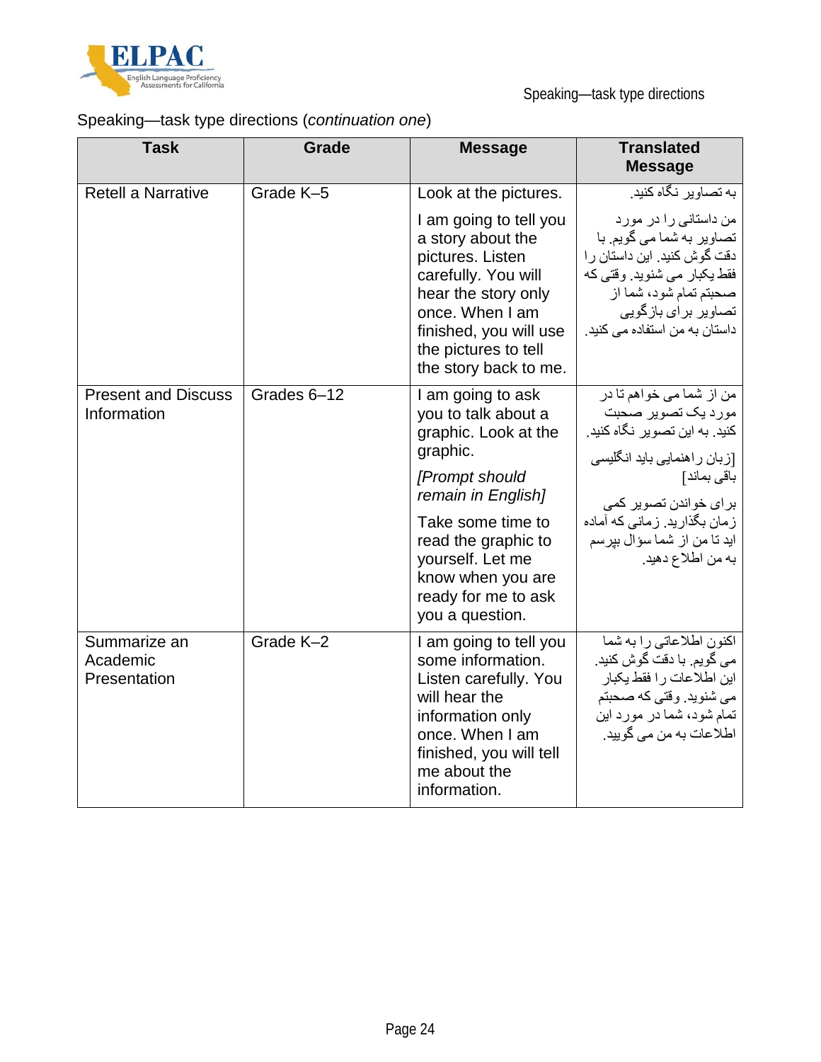Speaking—task type directions (*continuation one*)

| Task | Grade | Message | Translated Message |
|---|---|---|---|
| Retell a Narrative | Grade K–5 | Look at the pictures. I am going to tell you a story about the pictures. Listen carefully. You will hear the story only once. When I am finished, you will use the pictures to tell the story back to me. | به تصاویر نگاه کنید. من داستانی را در مورد تصاویر به شما می گویم. با دقت گوش کنید. این داستان را فقط یکبار می شنوید. وقتی که صحبتم تمام شود، شما از تصاویر برای بازگویی داستان به من استفاده می کنید. |
| Present and Discuss Information | Grades 6–12 | I am going to ask you to talk about a graphic. Look at the graphic. *[Prompt should remain in English]* Take some time to read the graphic to yourself. Let me know when you are ready for me to ask you a question. | من از شما می خواهم تا در مورد یک تصویر صحبت کنید. به این تصویر نگاه کنید. [زبان راهنمایی باید انگلیسی باقی بماند] برای خواندن تصویر کمی زمان بگذارید. زمانی که آماده اید تا من از شما سؤال بپرسم به من اطلاع دهید. |
| Summarize an Academic Presentation | Grade K–2 | I am going to tell you some information. Listen carefully. You will hear the information only once. When I am finished, you will tell me about the information. | اکنون اطلاعاتی را به شما می گویم. با دقت گوش کنید. این اطلاعات را فقط یکبار می شنوید. وقتی که صحبتم تمام شود، شما در مورد این اطلاعات به من می گویید. |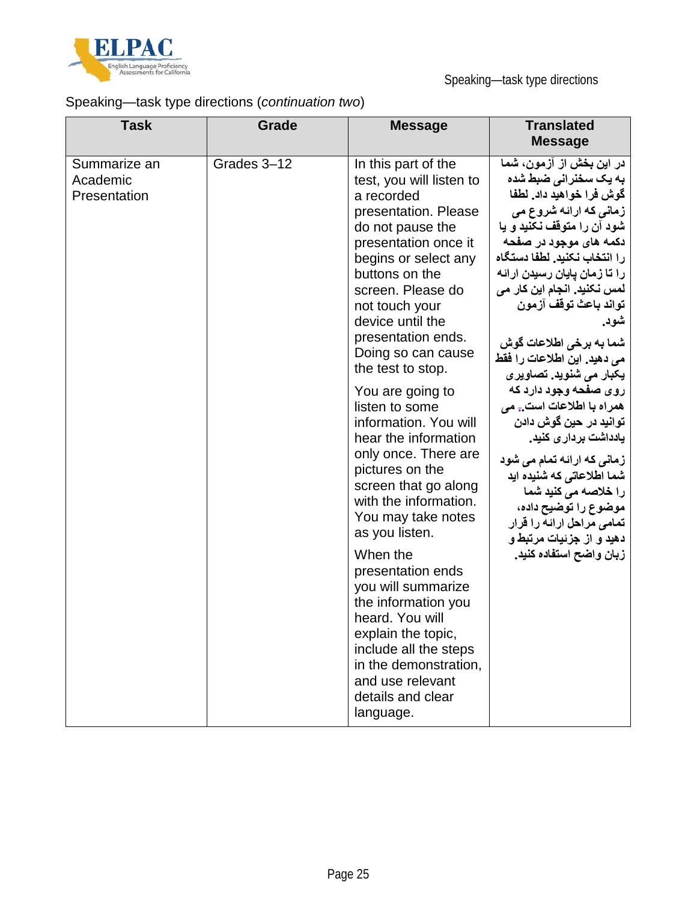Speaking—task type directions (*continuation two*)

| Task | Grade | Message | Translated Message |
|---|---|---|---|
| Summarize an Academic Presentation | Grades 3–12 | In this part of the test, you will listen to a recorded presentation. Please do not pause the presentation once it begins or select any buttons on the screen. Please do not touch your device until the presentation ends. Doing so can cause the test to stop.<br><br>You are going to listen to some information. You will hear the information only once. There are pictures on the screen that go along with the information. You may take notes as you listen.<br><br>When the presentation ends you will summarize the information you heard. You will explain the topic, include all the steps in the demonstration, and use relevant details and clear language. | در این بخش از آزمون، شما به یک سخنرانی ضبط شده گوش فرا خواهید داد. لطفا زمانی که ارائه شروع می شود آن را متوقف نکنید و یا دکمه های موجود در صفحه را انتخاب نکنید. لطفا دستگاه را تا زمان پایان رسیدن ارائه لمس نکنید. انجام این کار می تواند باعث توقف آزمون شود.<br><br>شما به برخی اطلاعات گوش می دهید. این اطلاعات را فقط یکبار می شنوید. تصاویری روی صفحه وجود دارد که همراه با اطلاعات است. می توانید در حین گوش دادن یادداشت برداری کنید.<br><br>زمانی که ارائه تمام می شود شما اطلاعاتی که شنیده اید را خلاصه می کنید شما موضوع را توضیح داده، تمامی مراحل ارائه را قرار دهید و از جزئیات مرتبط و زبان واضح استفاده کنید. |